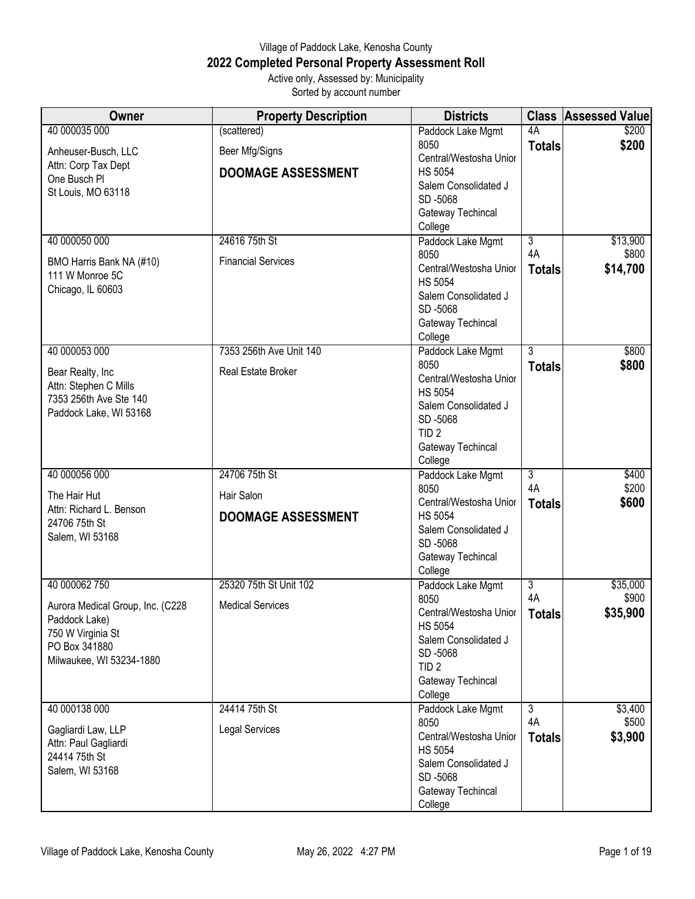Village of Paddock Lake, Kenosha County

# 2022 Completed Personal Property Assessment Roll

Active only, Assessed by: Municipality
Sorted by account number

| Owner | Property Description | Districts | Class | Assessed Value |
|---|---|---|---|---|
| 40 000035 000<br>Anheuser-Busch, LLC<br>Attn: Corp Tax Dept<br>One Busch Pl<br>St Louis, MO 63118 | (scattered)<br>Beer Mfg/Signs<br>**DOOMAGE ASSESSMENT** | Paddock Lake Mgmt 8050<br>Central/Westosha Unior HS 5054<br>Salem Consolidated J SD -5068<br>Gateway Techincal College | 4A<br>**Totals** | \$200<br>**\$200** |
| 40 000050 000<br>BMO Harris Bank NA (#10)<br>111 W Monroe 5C<br>Chicago, IL 60603 | 24616 75th St<br>Financial Services | Paddock Lake Mgmt 8050<br>Central/Westosha Unior HS 5054<br>Salem Consolidated J SD -5068<br>Gateway Techincal College | 3<br>4A<br>**Totals** | \$13,900<br>\$800<br>**\$14,700** |
| 40 000053 000<br>Bear Realty, Inc<br>Attn: Stephen C Mills<br>7353 256th Ave Ste 140<br>Paddock Lake, WI 53168 | 7353 256th Ave Unit 140<br>Real Estate Broker | Paddock Lake Mgmt 8050<br>Central/Westosha Unior HS 5054<br>Salem Consolidated J SD -5068<br>TID 2<br>Gateway Techincal College | 3<br>**Totals** | \$800<br>**\$800** |
| 40 000056 000<br>The Hair Hut<br>Attn: Richard L. Benson<br>24706 75th St<br>Salem, WI 53168 | 24706 75th St<br>Hair Salon<br>**DOOMAGE ASSESSMENT** | Paddock Lake Mgmt 8050<br>Central/Westosha Unior HS 5054<br>Salem Consolidated J SD -5068<br>Gateway Techincal College | 3<br>4A<br>**Totals** | \$400<br>\$200<br>**\$600** |
| 40 000062 750<br>Aurora Medical Group, Inc. (C228 Paddock Lake)<br>750 W Virginia St<br>PO Box 341880<br>Milwaukee, WI 53234-1880 | 25320 75th St Unit 102<br>Medical Services | Paddock Lake Mgmt 8050<br>Central/Westosha Unior HS 5054<br>Salem Consolidated J SD -5068<br>TID 2<br>Gateway Techincal College | 3<br>4A<br>**Totals** | \$35,000<br>\$900<br>**\$35,900** |
| 40 000138 000<br>Gagliardi Law, LLP<br>Attn: Paul Gagliardi<br>24414 75th St<br>Salem, WI 53168 | 24414 75th St<br>Legal Services | Paddock Lake Mgmt 8050<br>Central/Westosha Unior HS 5054<br>Salem Consolidated J SD -5068<br>Gateway Techincal College | 3<br>4A<br>**Totals** | \$3,400<br>\$500<br>**\$3,900** |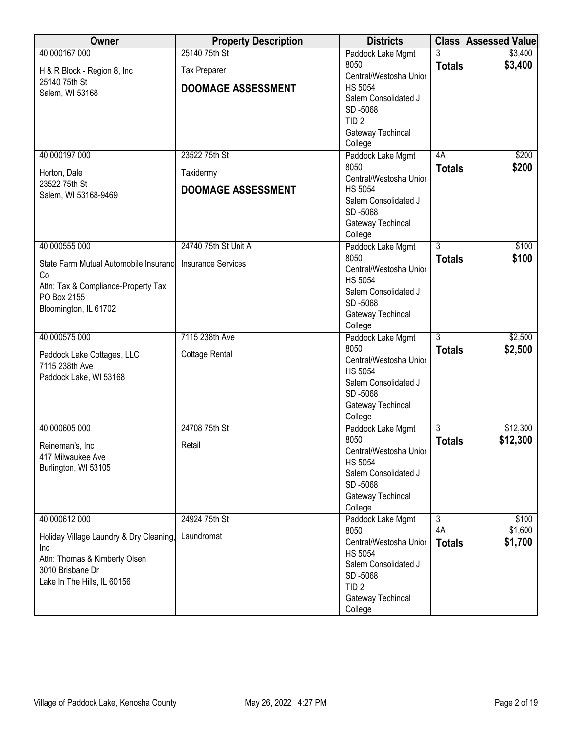| Owner | Property Description | Districts | Class | Assessed Value |
|---|---|---|---|---|
| 40 000167 000<br>H & R Block - Region 8, Inc<br>25140 75th St<br>Salem, WI 53168 | 25140 75th St<br>Tax Preparer<br>**DOOMAGE ASSESSMENT** | Paddock Lake Mgmt 8050<br>Central/Westosha Unior HS 5054<br>Salem Consolidated J SD -5068<br>TID 2<br>Gateway Techincal College | 3<br>**Totals** | \$3,400<br>**\$3,400** |
| 40 000197 000<br>Horton, Dale<br>23522 75th St<br>Salem, WI 53168-9469 | 23522 75th St<br>Taxidermy<br>**DOOMAGE ASSESSMENT** | Paddock Lake Mgmt 8050<br>Central/Westosha Unior HS 5054<br>Salem Consolidated J SD -5068<br>Gateway Techincal College | 4A<br>**Totals** | \$200<br>**\$200** |
| 40 000555 000<br>State Farm Mutual Automobile Insurance Co<br>Attn: Tax & Compliance-Property Tax<br>PO Box 2155<br>Bloomington, IL 61702 | 24740 75th St Unit A<br>Insurance Services | Paddock Lake Mgmt 8050<br>Central/Westosha Unior HS 5054<br>Salem Consolidated J SD -5068<br>Gateway Techincal College | 3<br>**Totals** | \$100<br>**\$100** |
| 40 000575 000<br>Paddock Lake Cottages, LLC<br>7115 238th Ave<br>Paddock Lake, WI 53168 | 7115 238th Ave<br>Cottage Rental | Paddock Lake Mgmt 8050<br>Central/Westosha Unior HS 5054<br>Salem Consolidated J SD -5068<br>Gateway Techincal College | 3<br>**Totals** | \$2,500<br>**\$2,500** |
| 40 000605 000<br>Reineman's, Inc<br>417 Milwaukee Ave<br>Burlington, WI 53105 | 24708 75th St<br>Retail | Paddock Lake Mgmt 8050<br>Central/Westosha Unior HS 5054<br>Salem Consolidated J SD -5068<br>Gateway Techincal College | 3<br>**Totals** | \$12,300<br>**\$12,300** |
| 40 000612 000<br>Holiday Village Laundry & Dry Cleaning, Inc<br>Attn: Thomas & Kimberly Olsen<br>3010 Brisbane Dr<br>Lake In The Hills, IL 60156 | 24924 75th St<br>Laundromat | Paddock Lake Mgmt 8050<br>Central/Westosha Unior HS 5054<br>Salem Consolidated J SD -5068<br>TID 2<br>Gateway Techincal College | 3<br>4A<br>**Totals** | \$100<br>\$1,600<br>**\$1,700** |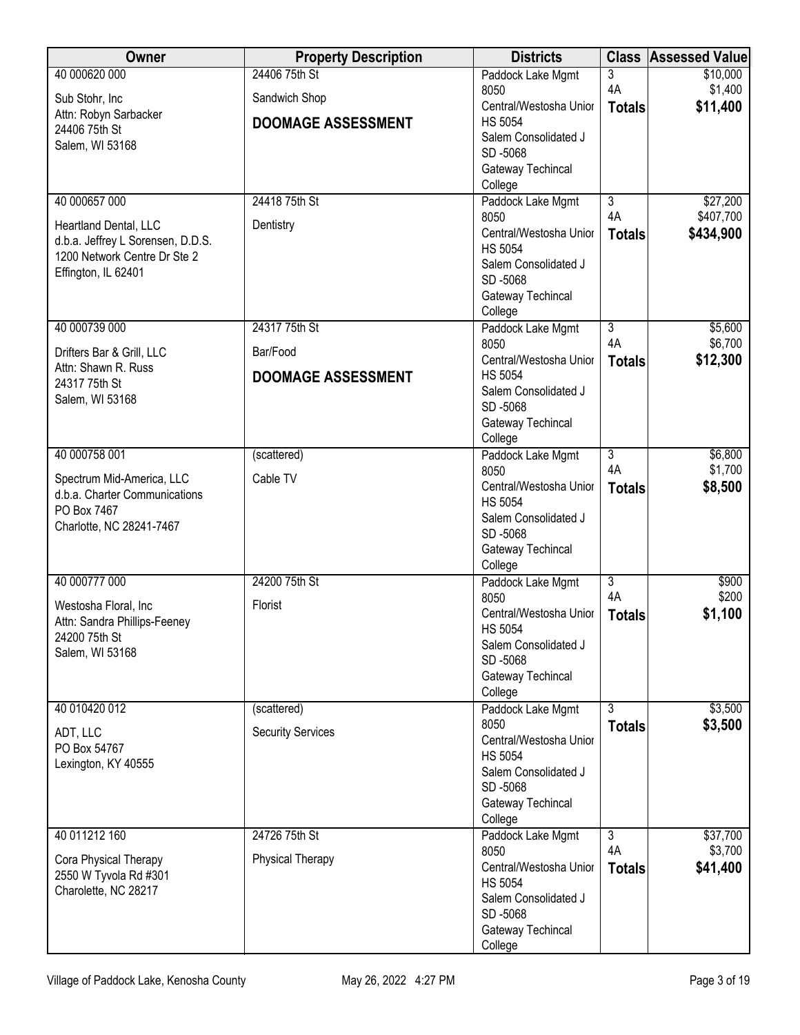| Owner | Property Description | Districts | Class | Assessed Value |
|---|---|---|---|---|
| 40 000620 000<br>Sub Stohr, Inc<br>Attn: Robyn Sarbacker<br>24406 75th St<br>Salem, WI 53168 | 24406 75th St<br>Sandwich Shop<br>**DOOMAGE ASSESSMENT** | Paddock Lake Mgmt 8050<br>Central/Westosha Unior HS 5054<br>Salem Consolidated J SD -5068<br>Gateway Techincal College | 3<br>4A<br>**Totals** | $10,000<br>$1,400<br>**$11,400** |
| 40 000657 000<br>Heartland Dental, LLC<br>d.b.a. Jeffrey L Sorensen, D.D.S.<br>1200 Network Centre Dr Ste 2<br>Effington, IL 62401 | 24418 75th St<br>Dentistry | Paddock Lake Mgmt 8050<br>Central/Westosha Unior HS 5054<br>Salem Consolidated J SD -5068<br>Gateway Techincal College | 3<br>4A<br>**Totals** | $27,200<br>$407,700<br>**$434,900** |
| 40 000739 000<br>Drifters Bar & Grill, LLC<br>Attn: Shawn R. Russ<br>24317 75th St<br>Salem, WI 53168 | 24317 75th St<br>Bar/Food<br>**DOOMAGE ASSESSMENT** | Paddock Lake Mgmt 8050<br>Central/Westosha Unior HS 5054<br>Salem Consolidated J SD -5068<br>Gateway Techincal College | 3<br>4A<br>**Totals** | $5,600<br>$6,700<br>**$12,300** |
| 40 000758 001<br>Spectrum Mid-America, LLC<br>d.b.a. Charter Communications<br>PO Box 7467<br>Charlotte, NC 28241-7467 | (scattered)<br>Cable TV | Paddock Lake Mgmt 8050<br>Central/Westosha Unior HS 5054<br>Salem Consolidated J SD -5068<br>Gateway Techincal College | 3<br>4A<br>**Totals** | $6,800<br>$1,700<br>**$8,500** |
| 40 000777 000<br>Westosha Floral, Inc<br>Attn: Sandra Phillips-Feeney<br>24200 75th St<br>Salem, WI 53168 | 24200 75th St<br>Florist | Paddock Lake Mgmt 8050<br>Central/Westosha Unior HS 5054<br>Salem Consolidated J SD -5068<br>Gateway Techincal College | 3<br>4A<br>**Totals** | $900<br>$200<br>**$1,100** |
| 40 010420 012<br>ADT, LLC<br>PO Box 54767<br>Lexington, KY 40555 | (scattered)<br>Security Services | Paddock Lake Mgmt 8050<br>Central/Westosha Unior HS 5054<br>Salem Consolidated J SD -5068<br>Gateway Techincal College | 3<br>**Totals** | $3,500<br>**$3,500** |
| 40 011212 160<br>Cora Physical Therapy<br>2550 W Tyvola Rd #301<br>Charolette, NC 28217 | 24726 75th St<br>Physical Therapy | Paddock Lake Mgmt 8050<br>Central/Westosha Unior HS 5054<br>Salem Consolidated J SD -5068<br>Gateway Techincal College | 3<br>4A<br>**Totals** | $37,700<br>$3,700<br>**$41,400** |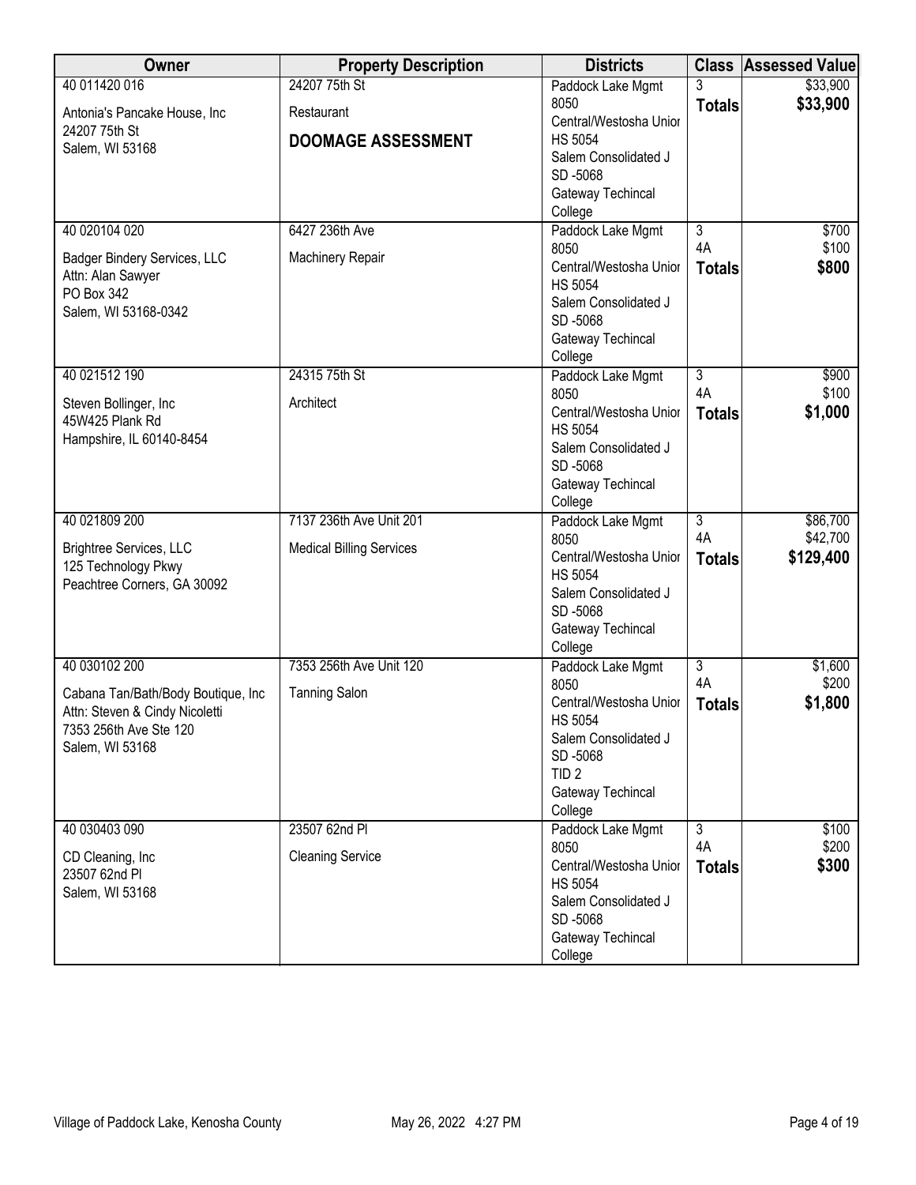| Owner | Property Description | Districts | Class | Assessed Value |
|---|---|---|---|---|
| 40 011420 016<br><br>Antonia's Pancake House, Inc<br>24207 75th St<br>Salem, WI 53168 | 24207 75th St<br><br>Restaurant<br><br>**DOOMAGE ASSESSMENT** | Paddock Lake Mgmt 8050<br>Central/Westosha Unior HS 5054<br>Salem Consolidated J SD -5068<br>Gateway Techincal College | 3<br>**Totals** | $33,900<br>**$33,900** |
| 40 020104 020<br><br>Badger Bindery Services, LLC<br>Attn: Alan Sawyer<br>PO Box 342<br>Salem, WI 53168-0342 | 6427 236th Ave<br><br>Machinery Repair | Paddock Lake Mgmt 8050<br>Central/Westosha Unior HS 5054<br>Salem Consolidated J SD -5068<br>Gateway Techincal College | 3<br>4A<br>**Totals** | $700<br>$100<br>**$800** |
| 40 021512 190<br><br>Steven Bollinger, Inc<br>45W425 Plank Rd<br>Hampshire, IL 60140-8454 | 24315 75th St<br><br>Architect | Paddock Lake Mgmt 8050<br>Central/Westosha Unior HS 5054<br>Salem Consolidated J SD -5068<br>Gateway Techincal College | 3<br>4A<br>**Totals** | $900<br>$100<br>**$1,000** |
| 40 021809 200<br><br>Brightree Services, LLC<br>125 Technology Pkwy<br>Peachtree Corners, GA 30092 | 7137 236th Ave Unit 201<br><br>Medical Billing Services | Paddock Lake Mgmt 8050<br>Central/Westosha Unior HS 5054<br>Salem Consolidated J SD -5068<br>Gateway Techincal College | 3<br>4A<br>**Totals** | $86,700<br>$42,700<br>**$129,400** |
| 40 030102 200<br><br>Cabana Tan/Bath/Body Boutique, Inc<br>Attn: Steven & Cindy Nicoletti<br>7353 256th Ave Ste 120<br>Salem, WI 53168 | 7353 256th Ave Unit 120<br><br>Tanning Salon | Paddock Lake Mgmt 8050<br>Central/Westosha Unior HS 5054<br>Salem Consolidated J SD -5068<br>TID 2<br>Gateway Techincal College | 3<br>4A<br>**Totals** | $1,600<br>$200<br>**$1,800** |
| 40 030403 090<br><br>CD Cleaning, Inc<br>23507 62nd Pl<br>Salem, WI 53168 | 23507 62nd Pl<br><br>Cleaning Service | Paddock Lake Mgmt 8050<br>Central/Westosha Unior HS 5054<br>Salem Consolidated J SD -5068<br>Gateway Techincal College | 3<br>4A<br>**Totals** | $100<br>$200<br>**$300** |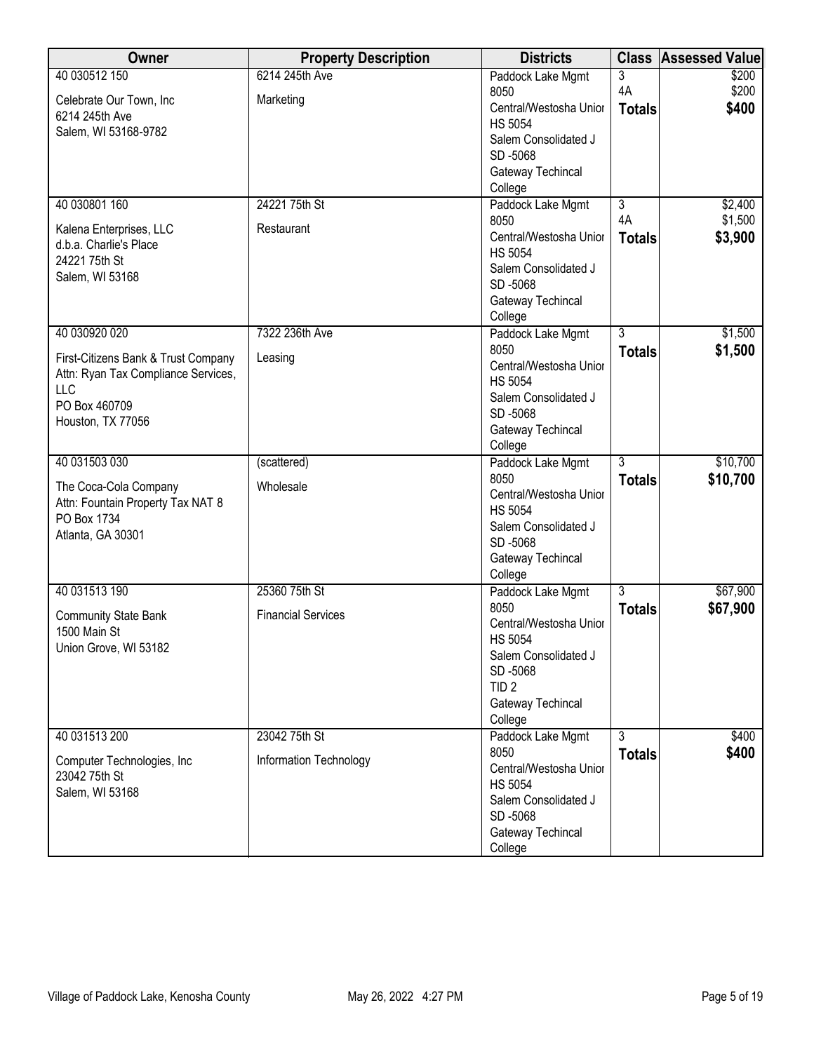| Owner | Property Description | Districts | Class | Assessed Value |
|---|---|---|---|---|
| 40 030512 150<br>Celebrate Our Town, Inc<br>6214 245th Ave<br>Salem, WI 53168-9782 | 6214 245th Ave<br>Marketing | Paddock Lake Mgmt 8050<br>Central/Westosha Unior HS 5054<br>Salem Consolidated J SD -5068<br>Gateway Techincal College | 3<br>4A<br>**Totals** | $200<br>$200<br>**$400** |
| 40 030801 160<br>Kalena Enterprises, LLC<br>d.b.a. Charlie's Place<br>24221 75th St<br>Salem, WI 53168 | 24221 75th St<br>Restaurant | Paddock Lake Mgmt 8050<br>Central/Westosha Unior HS 5054<br>Salem Consolidated J SD -5068<br>Gateway Techincal College | 3<br>4A<br>**Totals** | $2,400<br>$1,500<br>**$3,900** |
| 40 030920 020<br>First-Citizens Bank & Trust Company<br>Attn: Ryan Tax Compliance Services, LLC<br>PO Box 460709<br>Houston, TX 77056 | 7322 236th Ave<br>Leasing | Paddock Lake Mgmt 8050<br>Central/Westosha Unior HS 5054<br>Salem Consolidated J SD -5068<br>Gateway Techincal College | 3<br>**Totals** | $1,500<br>**$1,500** |
| 40 031503 030<br>The Coca-Cola Company<br>Attn: Fountain Property Tax NAT 8<br>PO Box 1734<br>Atlanta, GA 30301 | (scattered)<br>Wholesale | Paddock Lake Mgmt 8050<br>Central/Westosha Unior HS 5054<br>Salem Consolidated J SD -5068<br>Gateway Techincal College | 3<br>**Totals** | $10,700<br>**$10,700** |
| 40 031513 190<br>Community State Bank<br>1500 Main St<br>Union Grove, WI 53182 | 25360 75th St<br>Financial Services | Paddock Lake Mgmt 8050<br>Central/Westosha Unior HS 5054<br>Salem Consolidated J SD -5068<br>TID 2<br>Gateway Techincal College | 3<br>**Totals** | $67,900<br>**$67,900** |
| 40 031513 200<br>Computer Technologies, Inc<br>23042 75th St<br>Salem, WI 53168 | 23042 75th St<br>Information Technology | Paddock Lake Mgmt 8050<br>Central/Westosha Unior HS 5054<br>Salem Consolidated J SD -5068<br>Gateway Techincal College | 3<br>**Totals** | $400<br>**$400** |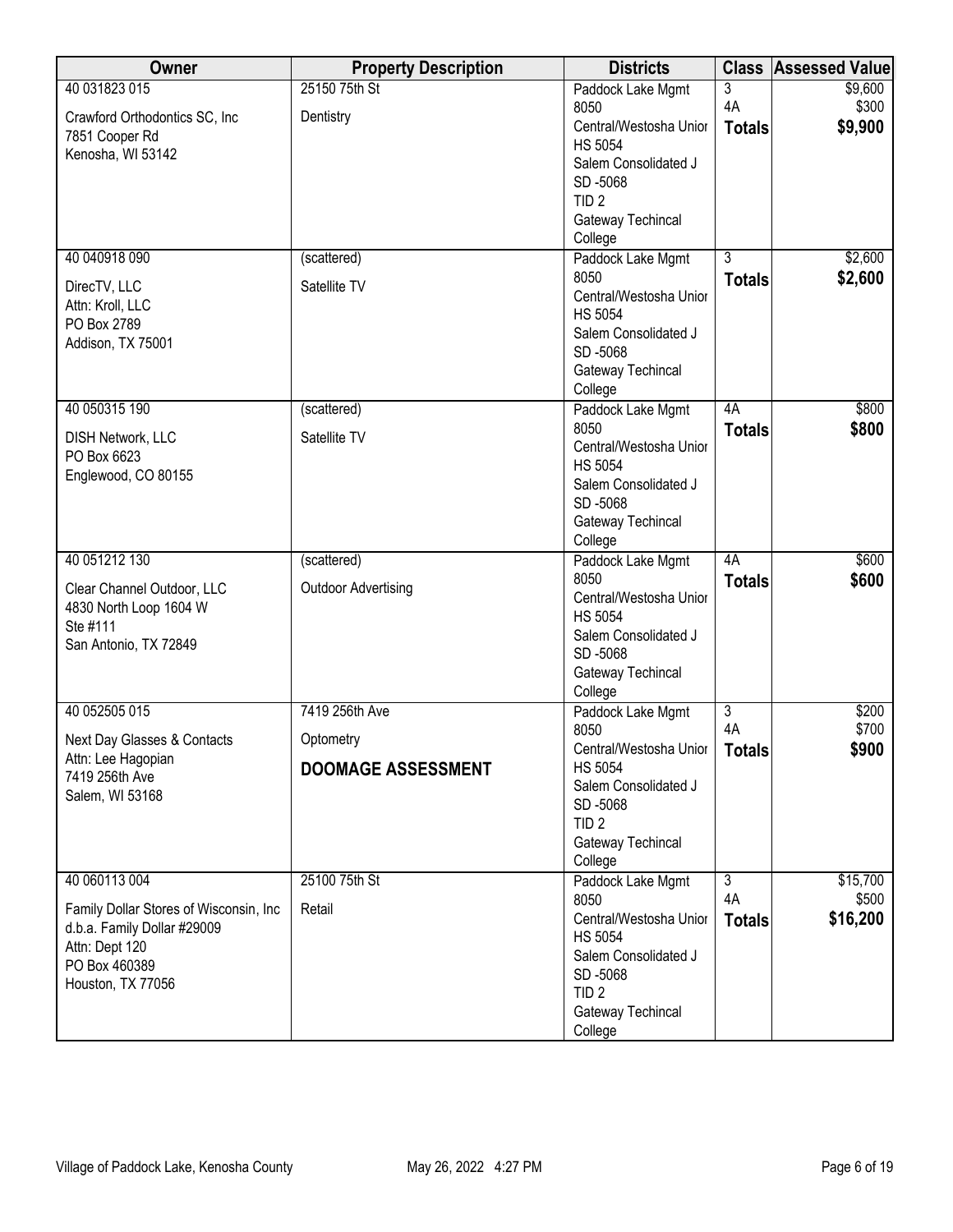| Owner | Property Description | Districts | Class | Assessed Value |
|---|---|---|---|---|
| 40 031823 015<br>Crawford Orthodontics SC, Inc<br>7851 Cooper Rd<br>Kenosha, WI 53142 | 25150 75th St<br>Dentistry | Paddock Lake Mgmt 8050<br>Central/Westosha Unior HS 5054<br>Salem Consolidated J SD -5068<br>TID 2<br>Gateway Techincal College | 3<br>4A<br>**Totals** | $9,600<br>$300<br>**$9,900** |
| 40 040918 090<br>DirecTV, LLC<br>Attn: Kroll, LLC<br>PO Box 2789<br>Addison, TX 75001 | (scattered)<br>Satellite TV | Paddock Lake Mgmt 8050<br>Central/Westosha Unior HS 5054<br>Salem Consolidated J SD -5068<br>Gateway Techincal College | 3<br>**Totals** | $2,600<br>**$2,600** |
| 40 050315 190<br>DISH Network, LLC<br>PO Box 6623<br>Englewood, CO 80155 | (scattered)<br>Satellite TV | Paddock Lake Mgmt 8050<br>Central/Westosha Unior HS 5054<br>Salem Consolidated J SD -5068<br>Gateway Techincal College | 4A<br>**Totals** | $800<br>**$800** |
| 40 051212 130<br>Clear Channel Outdoor, LLC<br>4830 North Loop 1604 W<br>Ste #111<br>San Antonio, TX 72849 | (scattered)<br>Outdoor Advertising | Paddock Lake Mgmt 8050<br>Central/Westosha Unior HS 5054<br>Salem Consolidated J SD -5068<br>Gateway Techincal College | 4A<br>**Totals** | $600<br>**$600** |
| 40 052505 015<br>Next Day Glasses & Contacts<br>Attn: Lee Hagopian<br>7419 256th Ave<br>Salem, WI 53168 | 7419 256th Ave<br>Optometry<br>**DOOMAGE ASSESSMENT** | Paddock Lake Mgmt 8050<br>Central/Westosha Unior HS 5054<br>Salem Consolidated J SD -5068<br>TID 2<br>Gateway Techincal College | 3<br>4A<br>**Totals** | $200<br>$700<br>**$900** |
| 40 060113 004<br>Family Dollar Stores of Wisconsin, Inc<br>d.b.a. Family Dollar #29009<br>Attn: Dept 120<br>PO Box 460389<br>Houston, TX 77056 | 25100 75th St<br>Retail | Paddock Lake Mgmt 8050<br>Central/Westosha Unior HS 5054<br>Salem Consolidated J SD -5068<br>TID 2<br>Gateway Techincal College | 3<br>4A<br>**Totals** | $15,700<br>$500<br>**$16,200** |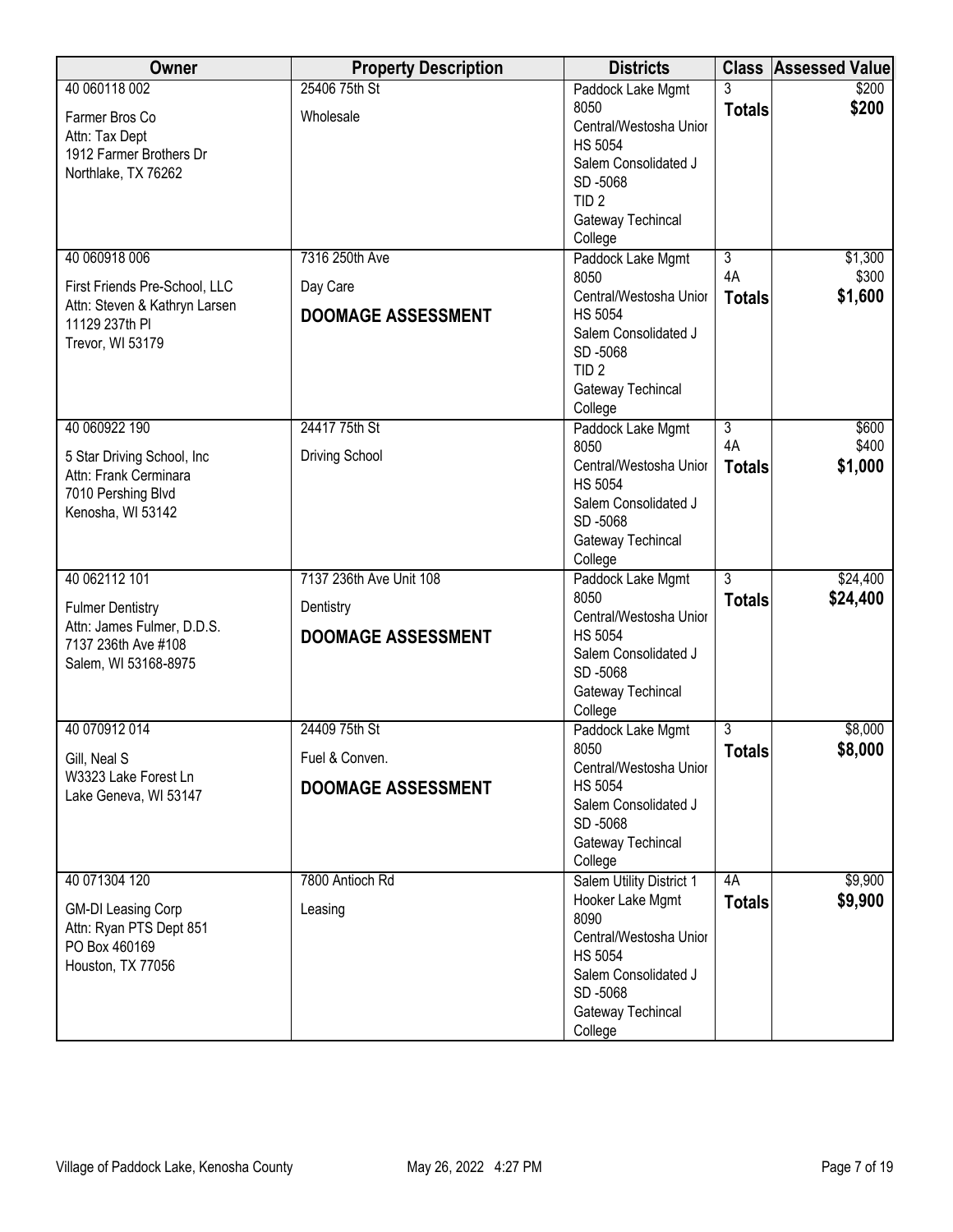| Owner | Property Description | Districts | Class | Assessed Value |
|---|---|---|---|---|
| 40 060118 002<br>Farmer Bros Co<br>Attn: Tax Dept<br>1912 Farmer Brothers Dr<br>Northlake, TX 76262 | 25406 75th St<br>Wholesale | Paddock Lake Mgmt 8050<br>Central/Westosha Unior HS 5054<br>Salem Consolidated J SD -5068<br>TID 2<br>Gateway Techincal College | 3<br>**Totals** | $200<br>**$200** |
| 40 060918 006<br>First Friends Pre-School, LLC<br>Attn: Steven & Kathryn Larsen<br>11129 237th Pl<br>Trevor, WI 53179 | 7316 250th Ave<br>Day Care<br>**DOOMAGE ASSESSMENT** | Paddock Lake Mgmt 8050<br>Central/Westosha Unior HS 5054<br>Salem Consolidated J SD -5068<br>TID 2<br>Gateway Techincal College | 3<br>4A<br>**Totals** | $1,300<br>$300<br>**$1,600** |
| 40 060922 190<br>5 Star Driving School, Inc<br>Attn: Frank Cerminara<br>7010 Pershing Blvd<br>Kenosha, WI 53142 | 24417 75th St<br>Driving School | Paddock Lake Mgmt 8050<br>Central/Westosha Unior HS 5054<br>Salem Consolidated J SD -5068<br>Gateway Techincal College | 3<br>4A<br>**Totals** | $600<br>$400<br>**$1,000** |
| 40 062112 101<br>Fulmer Dentistry<br>Attn: James Fulmer, D.D.S.<br>7137 236th Ave #108<br>Salem, WI 53168-8975 | 7137 236th Ave Unit 108<br>Dentistry<br>**DOOMAGE ASSESSMENT** | Paddock Lake Mgmt 8050<br>Central/Westosha Unior HS 5054<br>Salem Consolidated J SD -5068<br>Gateway Techincal College | 3<br>**Totals** | $24,400<br>**$24,400** |
| 40 070912 014<br>Gill, Neal S<br>W3323 Lake Forest Ln<br>Lake Geneva, WI 53147 | 24409 75th St<br>Fuel & Conven.<br>**DOOMAGE ASSESSMENT** | Paddock Lake Mgmt 8050<br>Central/Westosha Unior HS 5054<br>Salem Consolidated J SD -5068<br>Gateway Techincal College | 3<br>**Totals** | $8,000<br>**$8,000** |
| 40 071304 120<br>GM-DI Leasing Corp<br>Attn: Ryan PTS Dept 851<br>PO Box 460169<br>Houston, TX 77056 | 7800 Antioch Rd<br>Leasing | Salem Utility District 1<br>Hooker Lake Mgmt 8090<br>Central/Westosha Unior HS 5054<br>Salem Consolidated J SD -5068<br>Gateway Techincal College | 4A<br>**Totals** | $9,900<br>**$9,900** |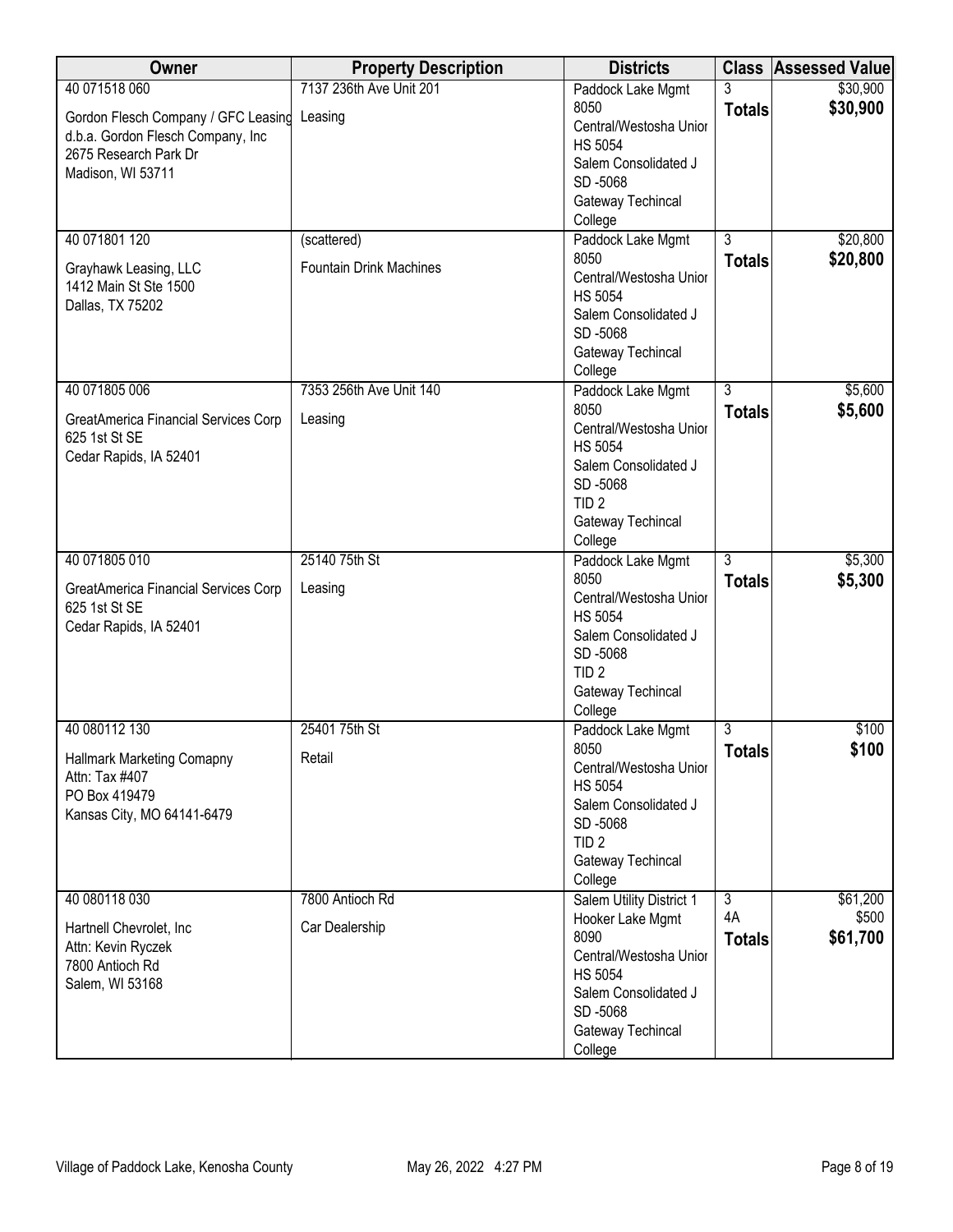| Owner | Property Description | Districts | Class | Assessed Value |
|---|---|---|---|---|
| 40 071518 060<br><br>Gordon Flesch Company / GFC Leasing<br>d.b.a. Gordon Flesch Company, Inc<br>2675 Research Park Dr<br>Madison, WI 53711 | 7137 236th Ave Unit 201<br><br>Leasing | Paddock Lake Mgmt 8050<br>Central/Westosha Unior HS 5054<br>Salem Consolidated J SD -5068<br>Gateway Techincal College | 3<br>**Totals** | $30,900<br>**$30,900** |
| 40 071801 120<br><br>Grayhawk Leasing, LLC<br>1412 Main St Ste 1500<br>Dallas, TX 75202 | (scattered)<br><br>Fountain Drink Machines | Paddock Lake Mgmt 8050<br>Central/Westosha Unior HS 5054<br>Salem Consolidated J SD -5068<br>Gateway Techincal College | 3<br>**Totals** | $20,800<br>**$20,800** |
| 40 071805 006<br><br>GreatAmerica Financial Services Corp<br>625 1st St SE<br>Cedar Rapids, IA 52401 | 7353 256th Ave Unit 140<br><br>Leasing | Paddock Lake Mgmt 8050<br>Central/Westosha Unior HS 5054<br>Salem Consolidated J SD -5068<br>TID 2<br>Gateway Techincal College | 3<br>**Totals** | $5,600<br>**$5,600** |
| 40 071805 010<br><br>GreatAmerica Financial Services Corp<br>625 1st St SE<br>Cedar Rapids, IA 52401 | 25140 75th St<br><br>Leasing | Paddock Lake Mgmt 8050<br>Central/Westosha Unior HS 5054<br>Salem Consolidated J SD -5068<br>TID 2<br>Gateway Techincal College | 3<br>**Totals** | $5,300<br>**$5,300** |
| 40 080112 130<br><br>Hallmark Marketing Comapny<br>Attn: Tax #407<br>PO Box 419479<br>Kansas City, MO 64141-6479 | 25401 75th St<br><br>Retail | Paddock Lake Mgmt 8050<br>Central/Westosha Unior HS 5054<br>Salem Consolidated J SD -5068<br>TID 2<br>Gateway Techincal College | 3<br>**Totals** | $100<br>**$100** |
| 40 080118 030<br><br>Hartnell Chevrolet, Inc<br>Attn: Kevin Ryczek<br>7800 Antioch Rd<br>Salem, WI 53168 | 7800 Antioch Rd<br><br>Car Dealership | Salem Utility District 1<br>Hooker Lake Mgmt 8090<br>Central/Westosha Unior HS 5054<br>Salem Consolidated J SD -5068<br>Gateway Techincal College | 3<br>4A<br>**Totals** | $61,200<br>$500<br>**$61,700** |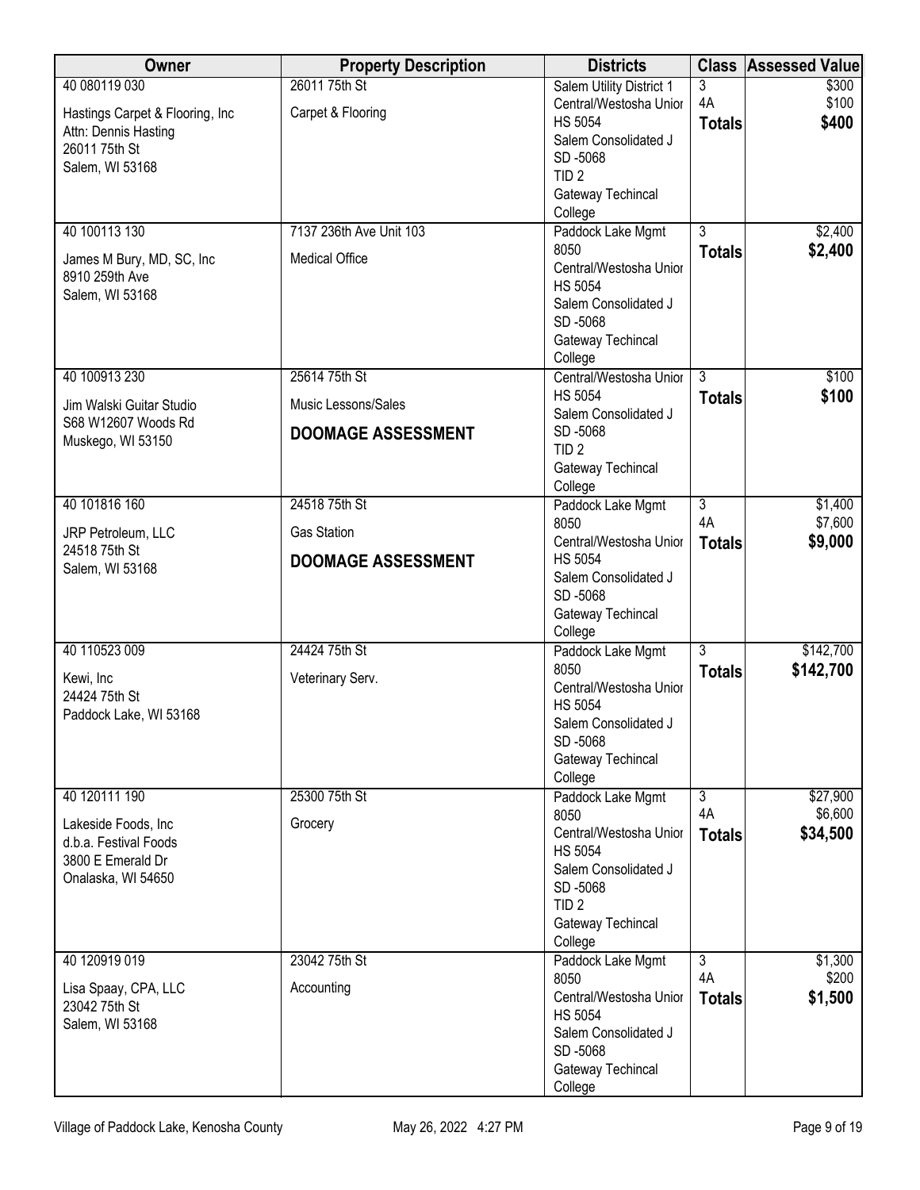| Owner | Property Description | Districts | Class | Assessed Value |
|---|---|---|---|---|
| 40 080119 030<br><br>Hastings Carpet & Flooring, Inc<br>Attn: Dennis Hasting<br>26011 75th St<br>Salem, WI 53168 | 26011 75th St<br><br>Carpet & Flooring | Salem Utility District 1<br>Central/Westosha Unior HS 5054<br>Salem Consolidated J SD -5068<br>TID 2<br>Gateway Techincal College | 3<br>4A<br>**Totals** | $300<br>$100<br>**$400** |
| 40 100113 130<br><br>James M Bury, MD, SC, Inc<br>8910 259th Ave<br>Salem, WI 53168 | 7137 236th Ave Unit 103<br><br>Medical Office | Paddock Lake Mgmt 8050<br>Central/Westosha Unior HS 5054<br>Salem Consolidated J SD -5068<br>Gateway Techincal College | 3<br>**Totals** | $2,400<br>**$2,400** |
| 40 100913 230<br><br>Jim Walski Guitar Studio<br>S68 W12607 Woods Rd<br>Muskego, WI 53150 | 25614 75th St<br><br>Music Lessons/Sales<br><br>**DOOMAGE ASSESSMENT** | Central/Westosha Unior HS 5054<br>Salem Consolidated J SD -5068<br>TID 2<br>Gateway Techincal College | 3<br>**Totals** | $100<br>**$100** |
| 40 101816 160<br><br>JRP Petroleum, LLC<br>24518 75th St<br>Salem, WI 53168 | 24518 75th St<br><br>Gas Station<br><br>**DOOMAGE ASSESSMENT** | Paddock Lake Mgmt 8050<br>Central/Westosha Unior HS 5054<br>Salem Consolidated J SD -5068<br>Gateway Techincal College | 3<br>4A<br>**Totals** | $1,400<br>$7,600<br>**$9,000** |
| 40 110523 009<br><br>Kewi, Inc<br>24424 75th St<br>Paddock Lake, WI 53168 | 24424 75th St<br><br>Veterinary Serv. | Paddock Lake Mgmt 8050<br>Central/Westosha Unior HS 5054<br>Salem Consolidated J SD -5068<br>Gateway Techincal College | 3<br>**Totals** | $142,700<br>**$142,700** |
| 40 120111 190<br><br>Lakeside Foods, Inc<br>d.b.a. Festival Foods<br>3800 E Emerald Dr<br>Onalaska, WI 54650 | 25300 75th St<br><br>Grocery | Paddock Lake Mgmt 8050<br>Central/Westosha Unior HS 5054<br>Salem Consolidated J SD -5068<br>TID 2<br>Gateway Techincal College | 3<br>4A<br>**Totals** | $27,900<br>$6,600<br>**$34,500** |
| 40 120919 019<br><br>Lisa Spaay, CPA, LLC<br>23042 75th St<br>Salem, WI 53168 | 23042 75th St<br><br>Accounting | Paddock Lake Mgmt 8050<br>Central/Westosha Unior HS 5054<br>Salem Consolidated J SD -5068<br>Gateway Techincal College | 3<br>4A<br>**Totals** | $1,300<br>$200<br>**$1,500** |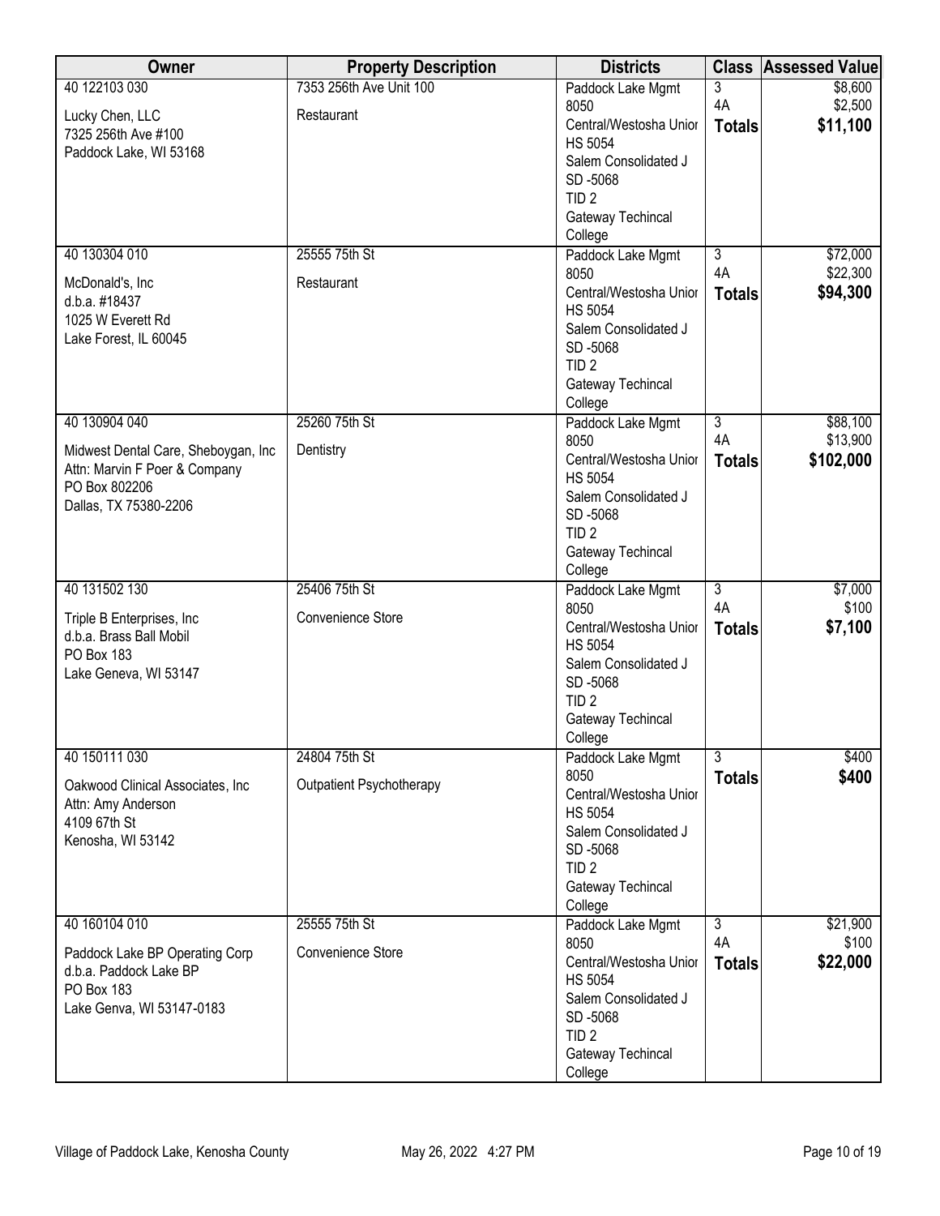| Owner | Property Description | Districts | Class | Assessed Value |
|---|---|---|---|---|
| 40 122103 030<br><br>Lucky Chen, LLC<br>7325 256th Ave #100<br>Paddock Lake, WI 53168 | 7353 256th Ave Unit 100<br><br>Restaurant | Paddock Lake Mgmt 8050<br>Central/Westosha Unior HS 5054<br>Salem Consolidated J SD -5068<br>TID 2<br>Gateway Techincal College | 3<br>4A<br>**Totals** | $8,600<br>$2,500<br>**$11,100** |
| 40 130304 010<br><br>McDonald's, Inc<br>d.b.a. #18437<br>1025 W Everett Rd<br>Lake Forest, IL 60045 | 25555 75th St<br><br>Restaurant | Paddock Lake Mgmt 8050<br>Central/Westosha Unior HS 5054<br>Salem Consolidated J SD -5068<br>TID 2<br>Gateway Techincal College | 3<br>4A<br>**Totals** | $72,000<br>$22,300<br>**$94,300** |
| 40 130904 040<br><br>Midwest Dental Care, Sheboygan, Inc<br>Attn: Marvin F Poer & Company<br>PO Box 802206<br>Dallas, TX 75380-2206 | 25260 75th St<br><br>Dentistry | Paddock Lake Mgmt 8050<br>Central/Westosha Unior HS 5054<br>Salem Consolidated J SD -5068<br>TID 2<br>Gateway Techincal College | 3<br>4A<br>**Totals** | $88,100<br>$13,900<br>**$102,000** |
| 40 131502 130<br><br>Triple B Enterprises, Inc<br>d.b.a. Brass Ball Mobil<br>PO Box 183<br>Lake Geneva, WI 53147 | 25406 75th St<br><br>Convenience Store | Paddock Lake Mgmt 8050<br>Central/Westosha Unior HS 5054<br>Salem Consolidated J SD -5068<br>TID 2<br>Gateway Techincal College | 3<br>4A<br>**Totals** | $7,000<br>$100<br>**$7,100** |
| 40 150111 030<br><br>Oakwood Clinical Associates, Inc<br>Attn: Amy Anderson<br>4109 67th St<br>Kenosha, WI 53142 | 24804 75th St<br><br>Outpatient Psychotherapy | Paddock Lake Mgmt 8050<br>Central/Westosha Unior HS 5054<br>Salem Consolidated J SD -5068<br>TID 2<br>Gateway Techincal College | 3<br>**Totals** | $400<br>**$400** |
| 40 160104 010<br><br>Paddock Lake BP Operating Corp<br>d.b.a. Paddock Lake BP<br>PO Box 183<br>Lake Genva, WI 53147-0183 | 25555 75th St<br><br>Convenience Store | Paddock Lake Mgmt 8050<br>Central/Westosha Unior HS 5054<br>Salem Consolidated J SD -5068<br>TID 2<br>Gateway Techincal College | 3<br>4A<br>**Totals** | $21,900<br>$100<br>**$22,000** |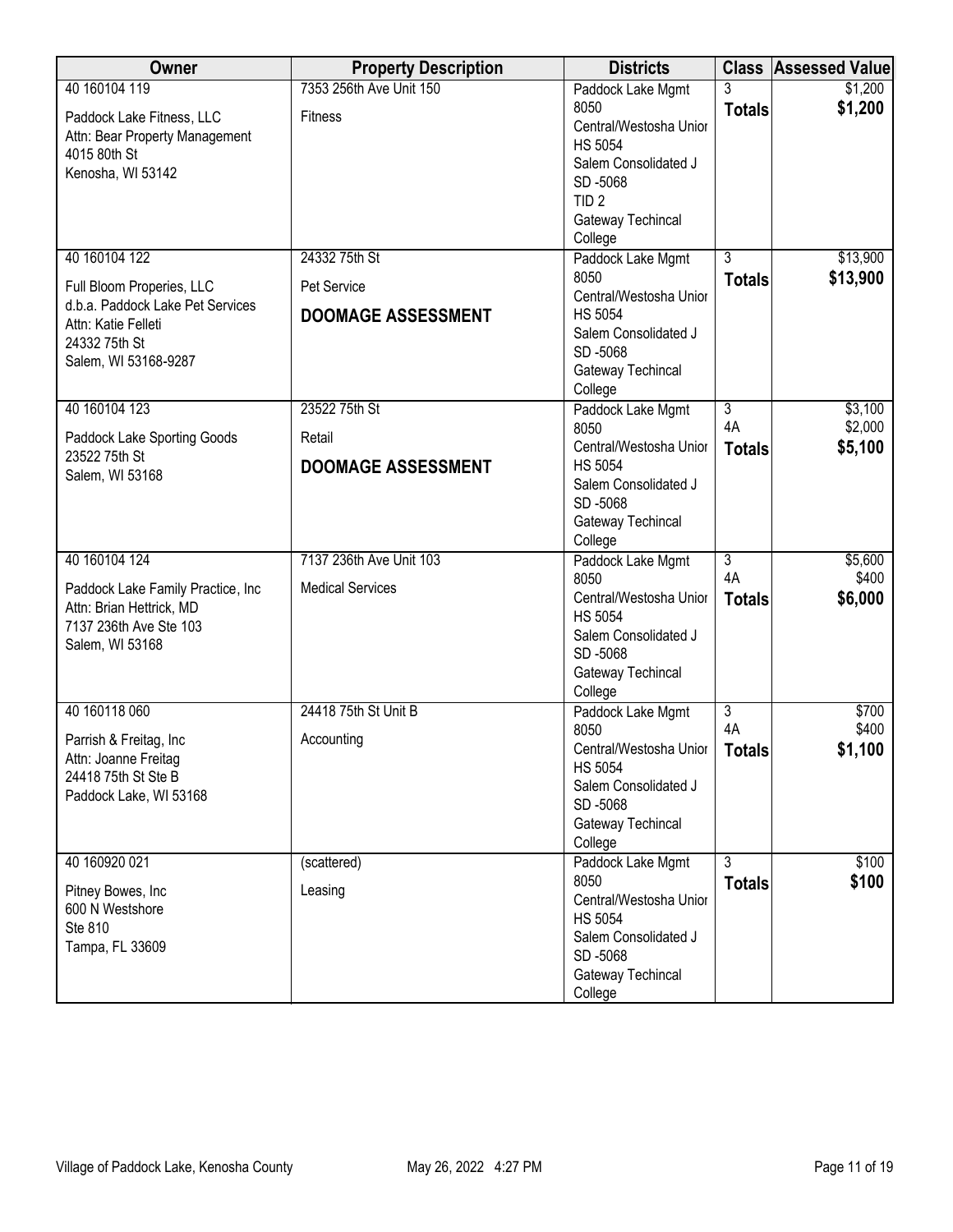| Owner | Property Description | Districts | Class | Assessed Value |
|---|---|---|---|---|
| 40 160104 119<br><br>Paddock Lake Fitness, LLC<br>Attn: Bear Property Management<br>4015 80th St<br>Kenosha, WI 53142 | 7353 256th Ave Unit 150<br><br>Fitness | Paddock Lake Mgmt 8050<br>Central/Westosha Unior HS 5054<br>Salem Consolidated J SD -5068<br>TID 2<br>Gateway Techincal College | 3<br>**Totals** | $1,200<br>**$1,200** |
| 40 160104 122<br><br>Full Bloom Properies, LLC<br>d.b.a. Paddock Lake Pet Services<br>Attn: Katie Felleti<br>24332 75th St<br>Salem, WI 53168-9287 | 24332 75th St<br><br>Pet Service<br><br>**DOOMAGE ASSESSMENT** | Paddock Lake Mgmt 8050<br>Central/Westosha Unior HS 5054<br>Salem Consolidated J SD -5068<br>Gateway Techincal College | 3<br>**Totals** | $13,900<br>**$13,900** |
| 40 160104 123<br><br>Paddock Lake Sporting Goods<br>23522 75th St<br>Salem, WI 53168 | 23522 75th St<br><br>Retail<br><br>**DOOMAGE ASSESSMENT** | Paddock Lake Mgmt 8050<br>Central/Westosha Unior HS 5054<br>Salem Consolidated J SD -5068<br>Gateway Techincal College | 3<br>4A<br>**Totals** | $3,100<br>$2,000<br>**$5,100** |
| 40 160104 124<br><br>Paddock Lake Family Practice, Inc<br>Attn: Brian Hettrick, MD<br>7137 236th Ave Ste 103<br>Salem, WI 53168 | 7137 236th Ave Unit 103<br><br>Medical Services | Paddock Lake Mgmt 8050<br>Central/Westosha Unior HS 5054<br>Salem Consolidated J SD -5068<br>Gateway Techincal College | 3<br>4A<br>**Totals** | $5,600<br>$400<br>**$6,000** |
| 40 160118 060<br><br>Parrish & Freitag, Inc<br>Attn: Joanne Freitag<br>24418 75th St Ste B<br>Paddock Lake, WI 53168 | 24418 75th St Unit B<br><br>Accounting | Paddock Lake Mgmt 8050<br>Central/Westosha Unior HS 5054<br>Salem Consolidated J SD -5068<br>Gateway Techincal College | 3<br>4A<br>**Totals** | $700<br>$400<br>**$1,100** |
| 40 160920 021<br><br>Pitney Bowes, Inc<br>600 N Westshore<br>Ste 810<br>Tampa, FL 33609 | (scattered)<br><br>Leasing | Paddock Lake Mgmt 8050<br>Central/Westosha Unior HS 5054<br>Salem Consolidated J SD -5068<br>Gateway Techincal College | 3<br>**Totals** | $100<br>**$100** |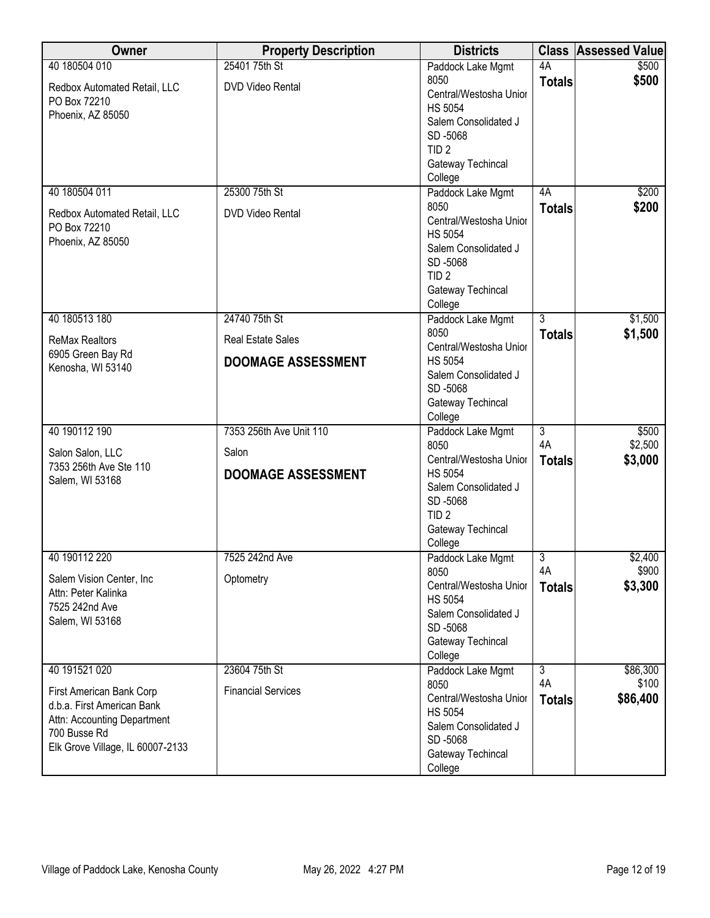| Owner | Property Description | Districts | Class | Assessed Value |
|---|---|---|---|---|
| 40 180504 010<br>Redbox Automated Retail, LLC<br>PO Box 72210<br>Phoenix, AZ 85050 | 25401 75th St<br>DVD Video Rental | Paddock Lake Mgmt 8050<br>Central/Westosha Unior HS 5054<br>Salem Consolidated J SD -5068<br>TID 2<br>Gateway Techincal College | 4A<br>**Totals** | $500<br>**$500** |
| 40 180504 011<br>Redbox Automated Retail, LLC<br>PO Box 72210<br>Phoenix, AZ 85050 | 25300 75th St<br>DVD Video Rental | Paddock Lake Mgmt 8050<br>Central/Westosha Unior HS 5054<br>Salem Consolidated J SD -5068<br>TID 2<br>Gateway Techincal College | 4A<br>**Totals** | $200<br>**$200** |
| 40 180513 180<br>ReMax Realtors<br>6905 Green Bay Rd<br>Kenosha, WI 53140 | 24740 75th St<br>Real Estate Sales<br>**DOOMAGE ASSESSMENT** | Paddock Lake Mgmt 8050<br>Central/Westosha Unior HS 5054<br>Salem Consolidated J SD -5068<br>Gateway Techincal College | 3<br>**Totals** | $1,500<br>**$1,500** |
| 40 190112 190<br>Salon Salon, LLC<br>7353 256th Ave Ste 110<br>Salem, WI 53168 | 7353 256th Ave Unit 110<br>Salon<br>**DOOMAGE ASSESSMENT** | Paddock Lake Mgmt 8050<br>Central/Westosha Unior HS 5054<br>Salem Consolidated J SD -5068<br>TID 2<br>Gateway Techincal College | 3<br>4A<br>**Totals** | $500<br>$2,500<br>**$3,000** |
| 40 190112 220<br>Salem Vision Center, Inc<br>Attn: Peter Kalinka<br>7525 242nd Ave<br>Salem, WI 53168 | 7525 242nd Ave<br>Optometry | Paddock Lake Mgmt 8050<br>Central/Westosha Unior HS 5054<br>Salem Consolidated J SD -5068<br>Gateway Techincal College | 3<br>4A<br>**Totals** | $2,400<br>$900<br>**$3,300** |
| 40 191521 020<br>First American Bank Corp<br>d.b.a. First American Bank<br>Attn: Accounting Department<br>700 Busse Rd<br>Elk Grove Village, IL 60007-2133 | 23604 75th St<br>Financial Services | Paddock Lake Mgmt 8050<br>Central/Westosha Unior HS 5054<br>Salem Consolidated J SD -5068<br>Gateway Techincal College | 3<br>4A<br>**Totals** | $86,300<br>$100<br>**$86,400** |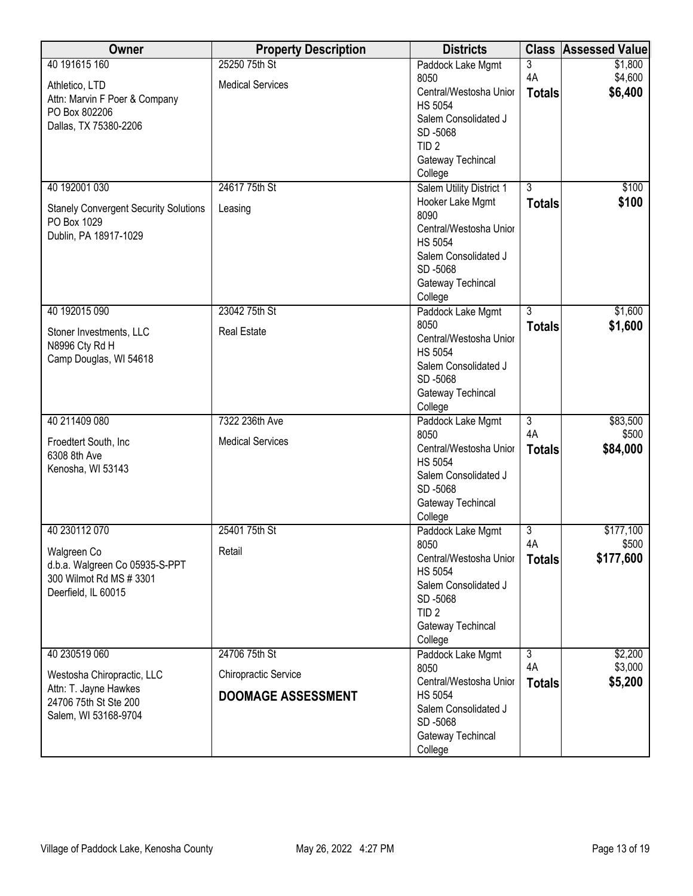| Owner | Property Description | Districts | Class | Assessed Value |
|---|---|---|---|---|
| 40 191615 160<br>Athletico, LTD<br>Attn: Marvin F Poer & Company<br>PO Box 802206<br>Dallas, TX 75380-2206 | 25250 75th St<br>Medical Services | Paddock Lake Mgmt 8050<br>Central/Westosha Unior HS 5054<br>Salem Consolidated J SD -5068<br>TID 2<br>Gateway Techincal College | 3<br>4A<br>**Totals** | $1,800<br>$4,600<br>**$6,400** |
| 40 192001 030<br>Stanely Convergent Security Solutions<br>PO Box 1029<br>Dublin, PA 18917-1029 | 24617 75th St<br>Leasing | Salem Utility District 1<br>Hooker Lake Mgmt 8090<br>Central/Westosha Unior HS 5054<br>Salem Consolidated J SD -5068<br>Gateway Techincal College | 3<br>**Totals** | $100<br>**$100** |
| 40 192015 090<br>Stoner Investments, LLC<br>N8996 Cty Rd H<br>Camp Douglas, WI 54618 | 23042 75th St<br>Real Estate | Paddock Lake Mgmt 8050<br>Central/Westosha Unior HS 5054<br>Salem Consolidated J SD -5068<br>Gateway Techincal College | 3<br>**Totals** | $1,600<br>**$1,600** |
| 40 211409 080<br>Froedtert South, Inc<br>6308 8th Ave<br>Kenosha, WI 53143 | 7322 236th Ave<br>Medical Services | Paddock Lake Mgmt 8050<br>Central/Westosha Unior HS 5054<br>Salem Consolidated J SD -5068<br>Gateway Techincal College | 3<br>4A<br>**Totals** | $83,500<br>$500<br>**$84,000** |
| 40 230112 070<br>Walgreen Co<br>d.b.a. Walgreen Co 05935-S-PPT<br>300 Wilmot Rd MS # 3301<br>Deerfield, IL 60015 | 25401 75th St<br>Retail | Paddock Lake Mgmt 8050<br>Central/Westosha Unior HS 5054<br>Salem Consolidated J SD -5068<br>TID 2<br>Gateway Techincal College | 3<br>4A<br>**Totals** | $177,100<br>$500<br>**$177,600** |
| 40 230519 060<br>Westosha Chiropractic, LLC<br>Attn: T. Jayne Hawkes<br>24706 75th St Ste 200<br>Salem, WI 53168-9704 | 24706 75th St<br>Chiropractic Service<br>**DOOMAGE ASSESSMENT** | Paddock Lake Mgmt 8050<br>Central/Westosha Unior HS 5054<br>Salem Consolidated J SD -5068<br>Gateway Techincal College | 3<br>4A<br>**Totals** | $2,200<br>$3,000<br>**$5,200** |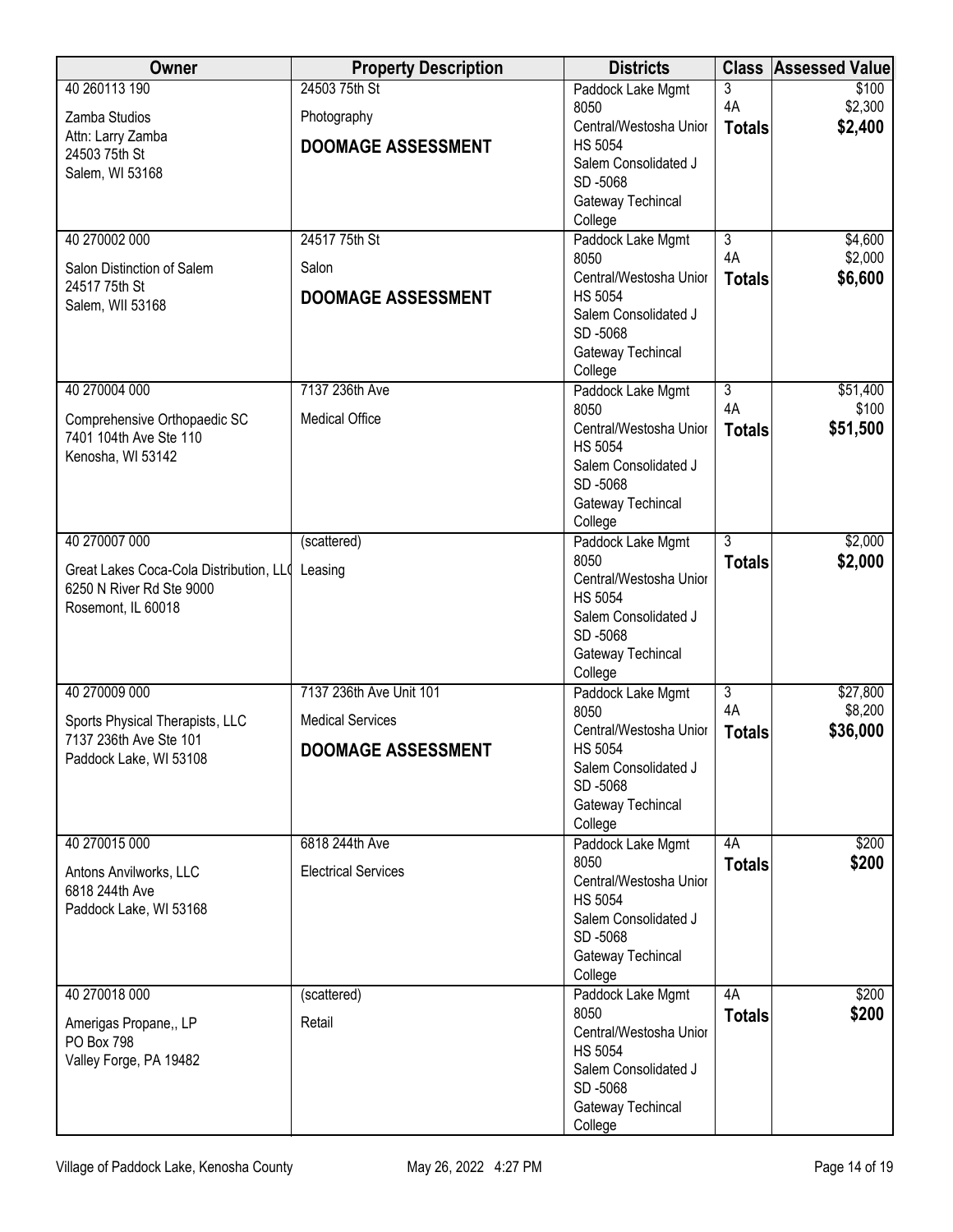| Owner | Property Description | Districts | Class | Assessed Value |
|---|---|---|---|---|
| 40 260113 190<br>Zamba Studios<br>Attn: Larry Zamba<br>24503 75th St<br>Salem, WI 53168 | 24503 75th St<br>Photography<br>**DOOMAGE ASSESSMENT** | Paddock Lake Mgmt 8050<br>Central/Westosha Unior HS 5054<br>Salem Consolidated J SD -5068<br>Gateway Techincal College | 3<br>4A<br>**Totals** | $100<br>$2,300<br>**$2,400** |
| 40 270002 000<br>Salon Distinction of Salem<br>24517 75th St<br>Salem, WII 53168 | 24517 75th St<br>Salon<br>**DOOMAGE ASSESSMENT** | Paddock Lake Mgmt 8050<br>Central/Westosha Unior HS 5054<br>Salem Consolidated J SD -5068<br>Gateway Techincal College | 3<br>4A<br>**Totals** | $4,600<br>$2,000<br>**$6,600** |
| 40 270004 000<br>Comprehensive Orthopaedic SC<br>7401 104th Ave Ste 110<br>Kenosha, WI 53142 | 7137 236th Ave<br>Medical Office | Paddock Lake Mgmt 8050<br>Central/Westosha Unior HS 5054<br>Salem Consolidated J SD -5068<br>Gateway Techincal College | 3<br>4A<br>**Totals** | $51,400<br>$100<br>**$51,500** |
| 40 270007 000<br>Great Lakes Coca-Cola Distribution, LL(<br>6250 N River Rd Ste 9000<br>Rosemont, IL 60018 | (scattered)<br>Leasing | Paddock Lake Mgmt 8050<br>Central/Westosha Unior HS 5054<br>Salem Consolidated J SD -5068<br>Gateway Techincal College | 3<br>**Totals** | $2,000<br>**$2,000** |
| 40 270009 000<br>Sports Physical Therapists, LLC<br>7137 236th Ave Ste 101<br>Paddock Lake, WI 53108 | 7137 236th Ave Unit 101<br>Medical Services<br>**DOOMAGE ASSESSMENT** | Paddock Lake Mgmt 8050<br>Central/Westosha Unior HS 5054<br>Salem Consolidated J SD -5068<br>Gateway Techincal College | 3<br>4A<br>**Totals** | $27,800<br>$8,200<br>**$36,000** |
| 40 270015 000<br>Antons Anvilworks, LLC<br>6818 244th Ave<br>Paddock Lake, WI 53168 | 6818 244th Ave<br>Electrical Services | Paddock Lake Mgmt 8050<br>Central/Westosha Unior HS 5054<br>Salem Consolidated J SD -5068<br>Gateway Techincal College | 4A<br>**Totals** | $200<br>**$200** |
| 40 270018 000<br>Amerigas Propane,, LP<br>PO Box 798<br>Valley Forge, PA 19482 | (scattered)<br>Retail | Paddock Lake Mgmt 8050<br>Central/Westosha Unior HS 5054<br>Salem Consolidated J SD -5068<br>Gateway Techincal College | 4A<br>**Totals** | $200<br>**$200** |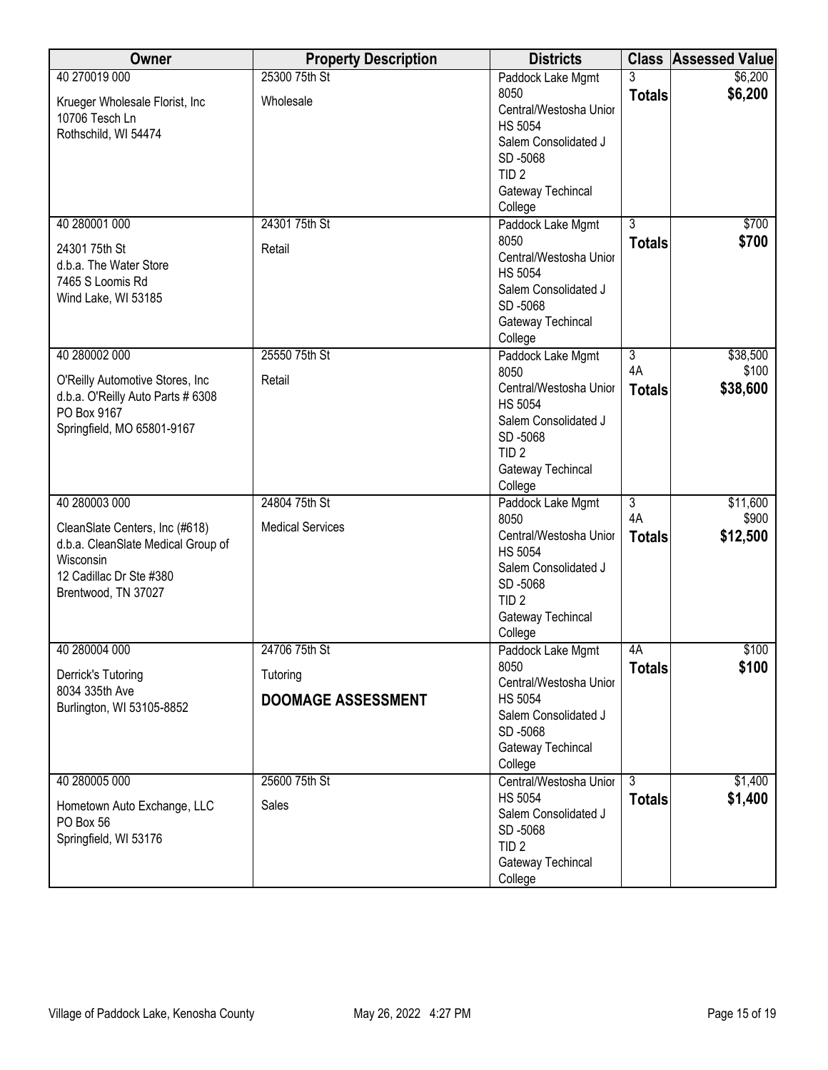| Owner | Property Description | Districts | Class | Assessed Value |
|---|---|---|---|---|
| 40 270019 000<br><br>Krueger Wholesale Florist, Inc<br>10706 Tesch Ln<br>Rothschild, WI 54474 | 25300 75th St<br><br>Wholesale | Paddock Lake Mgmt 8050<br>Central/Westosha Unior HS 5054<br>Salem Consolidated J SD -5068<br>TID 2<br>Gateway Techincal College | 3<br>**Totals** | $6,200<br>**$6,200** |
| 40 280001 000<br><br>24301 75th St<br>d.b.a. The Water Store<br>7465 S Loomis Rd<br>Wind Lake, WI 53185 | 24301 75th St<br><br>Retail | Paddock Lake Mgmt 8050<br>Central/Westosha Unior HS 5054<br>Salem Consolidated J SD -5068<br>Gateway Techincal College | 3<br>**Totals** | $700<br>**$700** |
| 40 280002 000<br><br>O'Reilly Automotive Stores, Inc<br>d.b.a. O'Reilly Auto Parts # 6308<br>PO Box 9167<br>Springfield, MO 65801-9167 | 25550 75th St<br><br>Retail | Paddock Lake Mgmt 8050<br>Central/Westosha Unior HS 5054<br>Salem Consolidated J SD -5068<br>TID 2<br>Gateway Techincal College | 3<br>4A<br>**Totals** | $38,500<br>$100<br>**$38,600** |
| 40 280003 000<br><br>CleanSlate Centers, Inc (#618)<br>d.b.a. CleanSlate Medical Group of Wisconsin<br>12 Cadillac Dr Ste #380<br>Brentwood, TN 37027 | 24804 75th St<br><br>Medical Services | Paddock Lake Mgmt 8050<br>Central/Westosha Unior HS 5054<br>Salem Consolidated J SD -5068<br>TID 2<br>Gateway Techincal College | 3<br>4A<br>**Totals** | $11,600<br>$900<br>**$12,500** |
| 40 280004 000<br><br>Derrick's Tutoring<br>8034 335th Ave<br>Burlington, WI 53105-8852 | 24706 75th St<br><br>Tutoring<br><br>**DOOMAGE ASSESSMENT** | Paddock Lake Mgmt 8050<br>Central/Westosha Unior HS 5054<br>Salem Consolidated J SD -5068<br>Gateway Techincal College | 4A<br>**Totals** | $100<br>**$100** |
| 40 280005 000<br><br>Hometown Auto Exchange, LLC<br>PO Box 56<br>Springfield, WI 53176 | 25600 75th St<br><br>Sales | Central/Westosha Unior HS 5054<br>Salem Consolidated J SD -5068<br>TID 2<br>Gateway Techincal College | 3<br>**Totals** | $1,400<br>**$1,400** |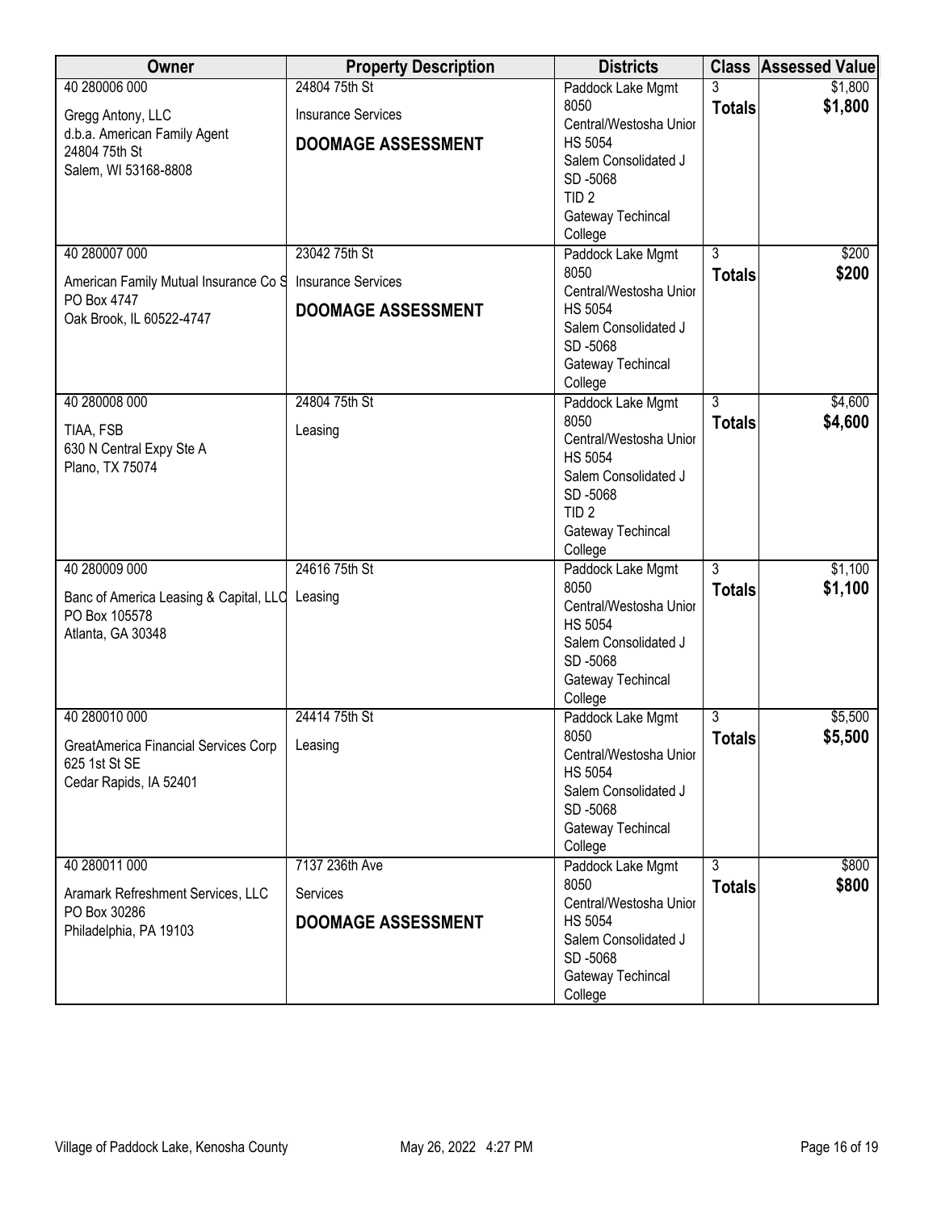| Owner | Property Description | Districts | Class | Assessed Value |
|---|---|---|---|---|
| 40 280006 000<br>Gregg Antony, LLC<br>d.b.a. American Family Agent<br>24804 75th St<br>Salem, WI 53168-8808 | 24804 75th St<br>Insurance Services<br>**DOOMAGE ASSESSMENT** | Paddock Lake Mgmt 8050<br>Central/Westosha Unior HS 5054<br>Salem Consolidated J SD -5068<br>TID 2<br>Gateway Techincal College | 3<br>**Totals** | $1,800<br>**$1,800** |
| 40 280007 000<br>American Family Mutual Insurance Co S<br>PO Box 4747<br>Oak Brook, IL 60522-4747 | 23042 75th St<br>Insurance Services<br>**DOOMAGE ASSESSMENT** | Paddock Lake Mgmt 8050<br>Central/Westosha Unior HS 5054<br>Salem Consolidated J SD -5068<br>Gateway Techincal College | 3<br>**Totals** | $200<br>**$200** |
| 40 280008 000<br>TIAA, FSB<br>630 N Central Expy Ste A<br>Plano, TX 75074 | 24804 75th St<br>Leasing | Paddock Lake Mgmt 8050<br>Central/Westosha Unior HS 5054<br>Salem Consolidated J SD -5068<br>TID 2<br>Gateway Techincal College | 3<br>**Totals** | $4,600<br>**$4,600** |
| 40 280009 000<br>Banc of America Leasing & Capital, LLC<br>PO Box 105578<br>Atlanta, GA 30348 | 24616 75th St<br>Leasing | Paddock Lake Mgmt 8050<br>Central/Westosha Unior HS 5054<br>Salem Consolidated J SD -5068<br>Gateway Techincal College | 3<br>**Totals** | $1,100<br>**$1,100** |
| 40 280010 000<br>GreatAmerica Financial Services Corp<br>625 1st St SE<br>Cedar Rapids, IA 52401 | 24414 75th St<br>Leasing | Paddock Lake Mgmt 8050<br>Central/Westosha Unior HS 5054<br>Salem Consolidated J SD -5068<br>Gateway Techincal College | 3<br>**Totals** | $5,500<br>**$5,500** |
| 40 280011 000<br>Aramark Refreshment Services, LLC<br>PO Box 30286<br>Philadelphia, PA 19103 | 7137 236th Ave<br>Services<br>**DOOMAGE ASSESSMENT** | Paddock Lake Mgmt 8050<br>Central/Westosha Unior HS 5054<br>Salem Consolidated J SD -5068<br>Gateway Techincal College | 3<br>**Totals** | $800<br>**$800** |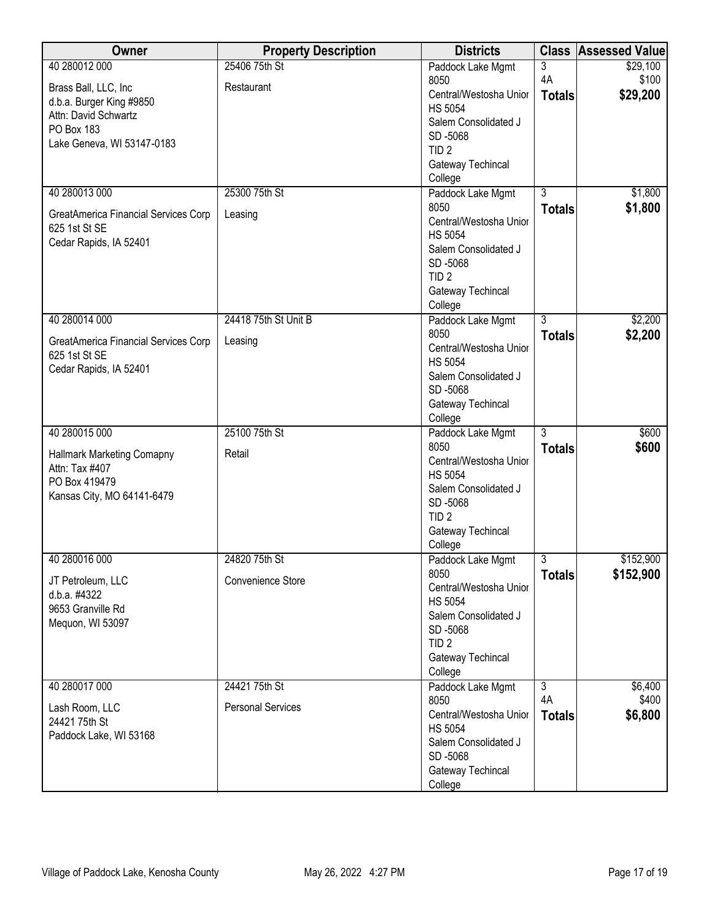| Owner | Property Description | Districts | Class | Assessed Value |
|---|---|---|---|---|
| 40 280012 000<br><br>Brass Ball, LLC, Inc<br>d.b.a. Burger King #9850<br>Attn: David Schwartz<br>PO Box 183<br>Lake Geneva, WI 53147-0183 | 25406 75th St<br><br>Restaurant | Paddock Lake Mgmt 8050<br>Central/Westosha Unior HS 5054<br>Salem Consolidated J SD -5068<br>TID 2<br>Gateway Techincal College | 3<br>4A<br>**Totals** | $29,100<br>$100<br>**$29,200** |
| 40 280013 000<br><br>GreatAmerica Financial Services Corp<br>625 1st St SE<br>Cedar Rapids, IA 52401 | 25300 75th St<br><br>Leasing | Paddock Lake Mgmt 8050<br>Central/Westosha Unior HS 5054<br>Salem Consolidated J SD -5068<br>TID 2<br>Gateway Techincal College | 3<br>**Totals** | $1,800<br>**$1,800** |
| 40 280014 000<br><br>GreatAmerica Financial Services Corp<br>625 1st St SE<br>Cedar Rapids, IA 52401 | 24418 75th St Unit B<br><br>Leasing | Paddock Lake Mgmt 8050<br>Central/Westosha Unior HS 5054<br>Salem Consolidated J SD -5068<br>Gateway Techincal College | 3<br>**Totals** | $2,200<br>**$2,200** |
| 40 280015 000<br><br>Hallmark Marketing Comapny<br>Attn: Tax #407<br>PO Box 419479<br>Kansas City, MO 64141-6479 | 25100 75th St<br><br>Retail | Paddock Lake Mgmt 8050<br>Central/Westosha Unior HS 5054<br>Salem Consolidated J SD -5068<br>TID 2<br>Gateway Techincal College | 3<br>**Totals** | $600<br>**$600** |
| 40 280016 000<br><br>JT Petroleum, LLC<br>d.b.a. #4322<br>9653 Granville Rd<br>Mequon, WI 53097 | 24820 75th St<br><br>Convenience Store | Paddock Lake Mgmt 8050<br>Central/Westosha Unior HS 5054<br>Salem Consolidated J SD -5068<br>TID 2<br>Gateway Techincal College | 3<br>**Totals** | $152,900<br>**$152,900** |
| 40 280017 000<br><br>Lash Room, LLC<br>24421 75th St<br>Paddock Lake, WI 53168 | 24421 75th St<br><br>Personal Services | Paddock Lake Mgmt 8050<br>Central/Westosha Unior HS 5054<br>Salem Consolidated J SD -5068<br>Gateway Techincal College | 3<br>4A<br>**Totals** | $6,400<br>$400<br>**$6,800** |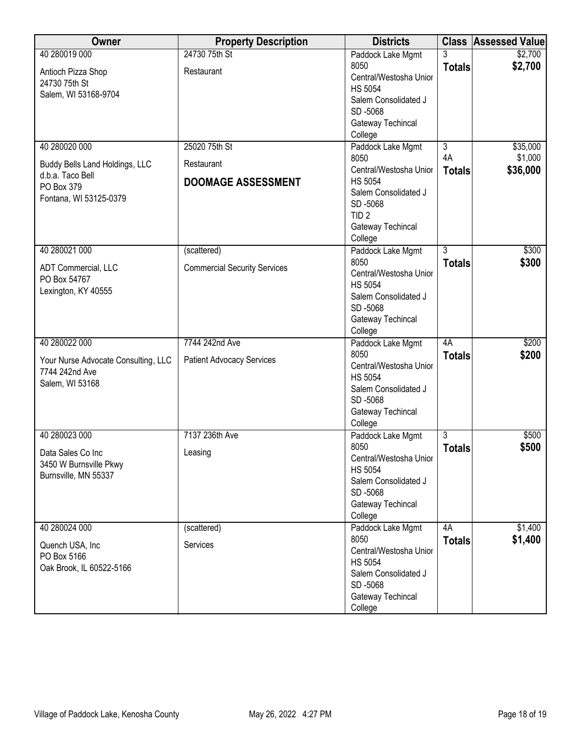| Owner | Property Description | Districts | Class | Assessed Value |
|---|---|---|---|---|
| 40 280019 000<br><br>Antioch Pizza Shop<br>24730 75th St<br>Salem, WI 53168-9704 | 24730 75th St<br><br>Restaurant | Paddock Lake Mgmt 8050<br>Central/Westosha Unior HS 5054<br>Salem Consolidated J SD -5068<br>Gateway Techincal College | 3<br>**Totals** | \$2,700<br>**\$2,700** |
| 40 280020 000<br><br>Buddy Bells Land Holdings, LLC<br>d.b.a. Taco Bell<br>PO Box 379<br>Fontana, WI 53125-0379 | 25020 75th St<br><br>Restaurant<br><br>**DOOMAGE ASSESSMENT** | Paddock Lake Mgmt 8050<br>Central/Westosha Unior HS 5054<br>Salem Consolidated J SD -5068<br>TID 2<br>Gateway Techincal College | 3<br>4A<br>**Totals** | \$35,000<br>\$1,000<br>**\$36,000** |
| 40 280021 000<br><br>ADT Commercial, LLC<br>PO Box 54767<br>Lexington, KY 40555 | (scattered)<br><br>Commercial Security Services | Paddock Lake Mgmt 8050<br>Central/Westosha Unior HS 5054<br>Salem Consolidated J SD -5068<br>Gateway Techincal College | 3<br>**Totals** | \$300<br>**\$300** |
| 40 280022 000<br><br>Your Nurse Advocate Consulting, LLC<br>7744 242nd Ave<br>Salem, WI 53168 | 7744 242nd Ave<br><br>Patient Advocacy Services | Paddock Lake Mgmt 8050<br>Central/Westosha Unior HS 5054<br>Salem Consolidated J SD -5068<br>Gateway Techincal College | 4A<br>**Totals** | \$200<br>**\$200** |
| 40 280023 000<br><br>Data Sales Co Inc<br>3450 W Burnsville Pkwy<br>Burnsville, MN 55337 | 7137 236th Ave<br><br>Leasing | Paddock Lake Mgmt 8050<br>Central/Westosha Unior HS 5054<br>Salem Consolidated J SD -5068<br>Gateway Techincal College | 3<br>**Totals** | \$500<br>**\$500** |
| 40 280024 000<br><br>Quench USA, Inc<br>PO Box 5166<br>Oak Brook, IL 60522-5166 | (scattered)<br><br>Services | Paddock Lake Mgmt 8050<br>Central/Westosha Unior HS 5054<br>Salem Consolidated J SD -5068<br>Gateway Techincal College | 4A<br>**Totals** | \$1,400<br>**\$1,400** |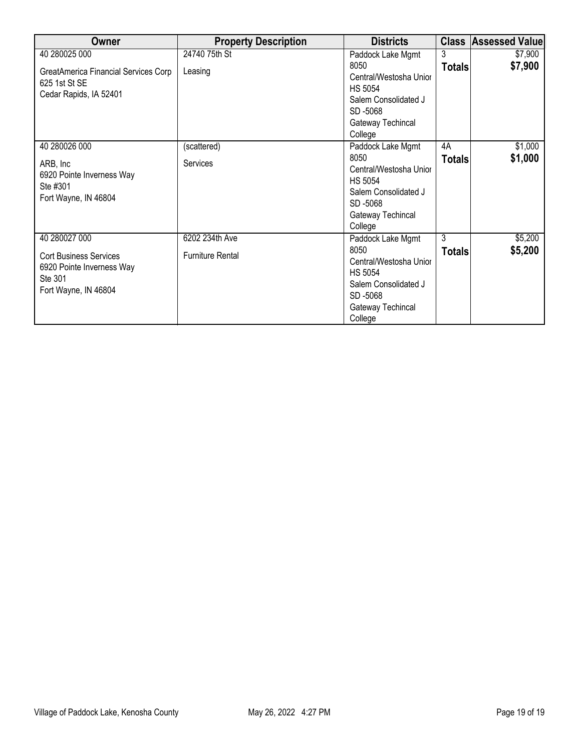| Owner | Property Description | Districts | Class | Assessed Value |
|---|---|---|---|---|
| 40 280025 000<br>GreatAmerica Financial Services Corp<br>625 1st St SE<br>Cedar Rapids, IA 52401 | 24740 75th St<br>Leasing | Paddock Lake Mgmt 8050<br>Central/Westosha Unior HS 5054<br>Salem Consolidated J SD -5068<br>Gateway Techincal College | 3<br>**Totals** | $7,900<br>**$7,900** |
| 40 280026 000<br>ARB, Inc<br>6920 Pointe Inverness Way<br>Ste #301<br>Fort Wayne, IN 46804 | (scattered)<br>Services | Paddock Lake Mgmt 8050<br>Central/Westosha Unior HS 5054<br>Salem Consolidated J SD -5068<br>Gateway Techincal College | 4A<br>**Totals** | $1,000<br>**$1,000** |
| 40 280027 000<br>Cort Business Services<br>6920 Pointe Inverness Way<br>Ste 301<br>Fort Wayne, IN 46804 | 6202 234th Ave<br>Furniture Rental | Paddock Lake Mgmt 8050<br>Central/Westosha Unior HS 5054<br>Salem Consolidated J SD -5068<br>Gateway Techincal College | 3<br>**Totals** | $5,200<br>**$5,200** |